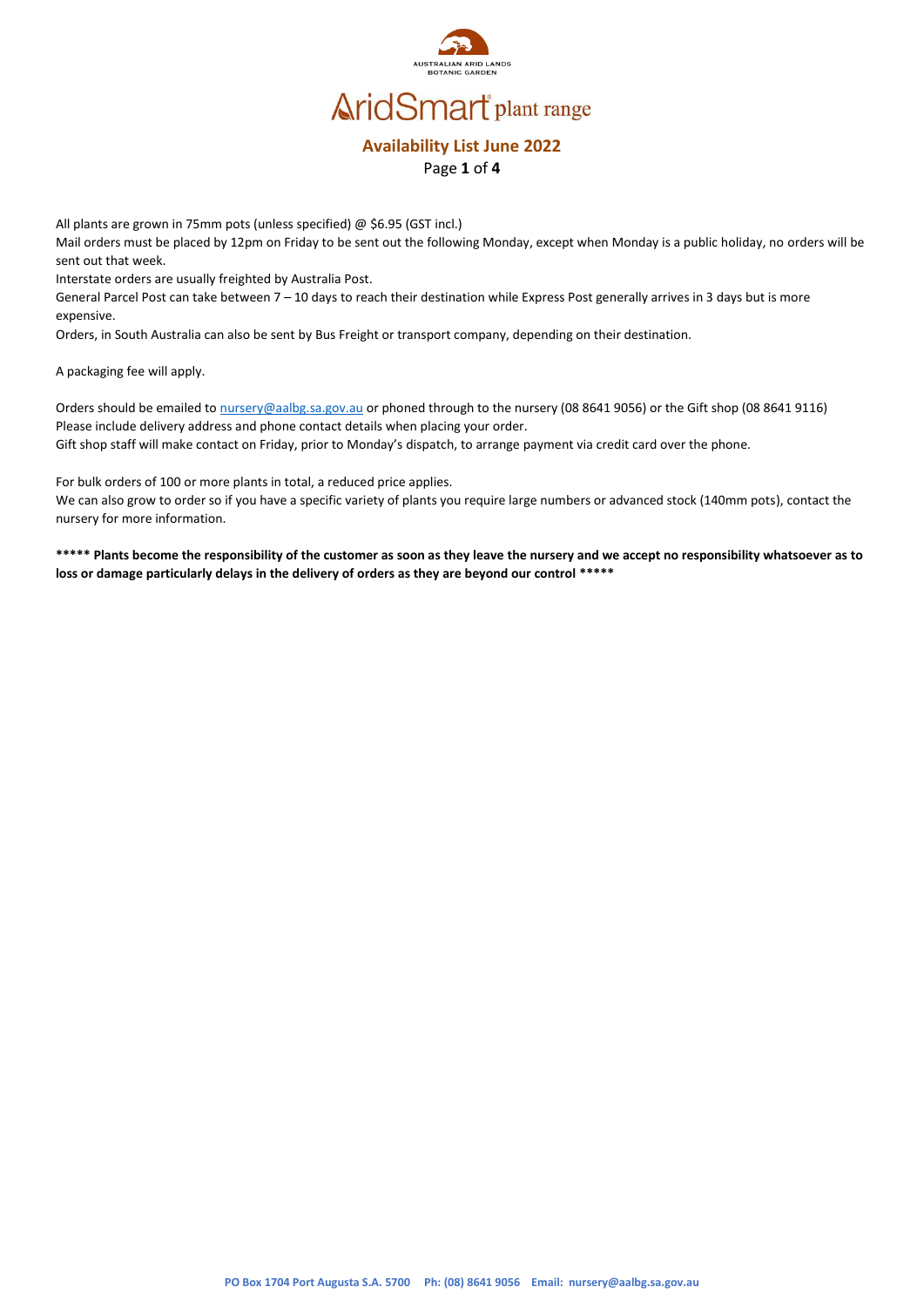AUSTRALIAN ARID LANDS BOTANIC GARDEN

# AridSmart plant range

## Availability List June 2022

All plants are grown in 75mm pots (unless specified) @ $6.95 (GST incl.)

Mail orders must be placed by 12pm on Friday to be sent out the following Monday, except when Monday is a public holiday, no orders will be sent out that week.

Interstate orders are usually freighted by Australia Post.

General Parcel Post can take between 7 – 10 days to reach their destination while Express Post generally arrives in 3 days but is more expensive.

Orders, in South Australia can also be sent by Bus Freight or transport company, depending on their destination.

A packaging fee will apply.

Orders should be emailed to nursery@aalbg.sa.gov.au or phoned through to the nursery (08 8641 9056) or the Gift shop (08 8641 9116)

Please include delivery address and phone contact details when placing your order.

Gift shop staff will make contact on Friday, prior to Monday's dispatch, to arrange payment via credit card over the phone.

For bulk orders of 100 or more plants in total, a reduced price applies.

We can also grow to order so if you have a specific variety of plants you require large numbers or advanced stock (140mm pots), contact the nursery for more information.

**\*\*\*\*\* Plants become the responsibility of the customer as soon as they leave the nursery and we accept no responsibility whatsoever as to loss or damage particularly delays in the delivery of orders as they are beyond our control \*\*\*\*\***

PO Box 1704 Port Augusta S.A. 5700 Ph: (08) 8641 9056 Email: nursery@aalbg.sa.gov.au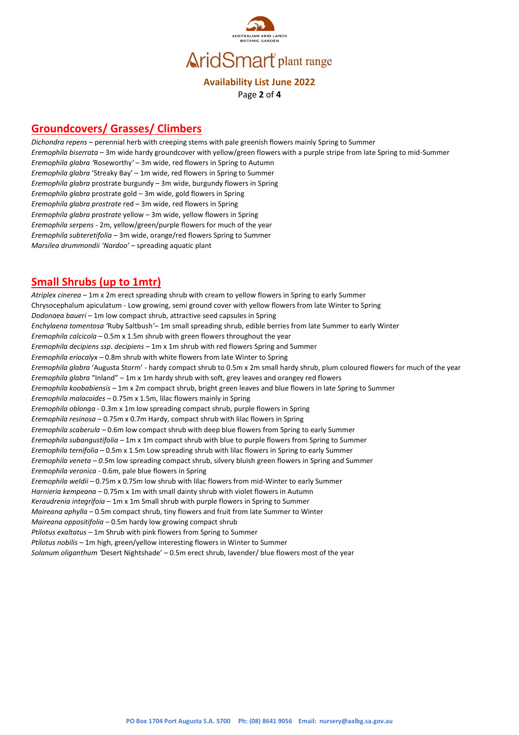AUSTRALIAN ARID LANDS BOTANIC GARDEN

# AridSmart® plant range

**Availability List June 2022**

## Groundcovers/ Grasses/ Climbers

*Dichondra repens* – perennial herb with creeping stems with pale greenish flowers mainly Spring to Summer
*Eremophila biserrata* – 3m wide hardy groundcover with yellow/green flowers with a purple stripe from late Spring to mid-Summer
*Eremophila glabra* 'Roseworthy' – 3m wide, red flowers in Spring to Autumn
*Eremophila glabra* 'Streaky Bay' – 1m wide, red flowers in Spring to Summer
*Eremophila glabra* prostrate burgundy – 3m wide, burgundy flowers in Spring
*Eremophila glabra* prostrate gold – 3m wide, gold flowers in Spring
*Eremophila glabra prostrate* red – 3m wide, red flowers in Spring
*Eremophila glabra prostrate* yellow – 3m wide, yellow flowers in Spring
*Eremophila serpens* - 2m, yellow/green/purple flowers for much of the year
*Eremophila subteretifolia* – 3m wide, orange/red flowers Spring to Summer
*Marsilea drummondii 'Nardoo'* – spreading aquatic plant

## Small Shrubs (up to 1mtr)

*Atriplex cinerea* – 1m x 2m erect spreading shrub with cream to yellow flowers in Spring to early Summer
Chrysocephalum apiculatum - Low growing, semi ground cover with yellow flowers from late Winter to Spring
*Dodonaea baueri* – 1m low compact shrub, attractive seed capsules in Spring
*Enchylaena tomentosa* 'Ruby Saltbush'– 1m small spreading shrub, edible berries from late Summer to early Winter
*Eremophila calcicola* – 0.5m x 1.5m shrub with green flowers throughout the year
*Eremophila decipiens ssp. decipiens* – 1m x 1m shrub with red flowers Spring and Summer
*Eremophila eriocalyx* – 0.8m shrub with white flowers from late Winter to Spring
*Eremophila glabra* 'Augusta Storm' - hardy compact shrub to 0.5m x 2m small hardy shrub, plum coloured flowers for much of the year
*Eremophila glabra* "Inland" – 1m x 1m hardy shrub with soft, grey leaves and orangey red flowers
*Eremophila koobabiensis* – 1m x 2m compact shrub, bright green leaves and blue flowers in late Spring to Summer
*Eremophila malacoides* – 0.75m x 1.5m, lilac flowers mainly in Spring
*Eremophila oblonga* - 0.3m x 1m low spreading compact shrub, purple flowers in Spring
*Eremophila resinosa* – 0.75m x 0.7m Hardy, compact shrub with lilac flowers in Spring
*Eremophila scaberula* – 0.6m low compact shrub with deep blue flowers from Spring to early Summer
*Eremophila subangustifolia* – 1m x 1m compact shrub with blue to purple flowers from Spring to Summer
*Eremophila ternifolia* – 0.5m x 1.5m Low spreading shrub with lilac flowers in Spring to early Summer
*Eremophila veneta – 0.5*m low spreading compact shrub, silvery bluish green flowers in Spring and Summer
*Eremophila veronica* - 0.6m, pale blue flowers in Spring
*Eremophila weldii* – 0.75m x 0.75m low shrub with lilac flowers from mid-Winter to early Summer
*Harnieria kempeana* – 0.75m x 1m with small dainty shrub with violet flowers in Autumn
*Keraudrenia integrifoia* – 1m x 1m Small shrub with purple flowers in Spring to Summer
*Maireana aphylla* – 0.5m compact shrub, tiny flowers and fruit from late Summer to Winter
*Maireana oppositifolia* – 0.5m hardy low growing compact shrub
*Ptilotus exaltatus* – 1m Shrub with pink flowers from Spring to Summer
*Ptilotus nobilis* – 1m high, green/yellow interesting flowers in Winter to Summer
*Solanum oliganthum* 'Desert Nightshade' – 0.5m erect shrub, lavender/ blue flowers most of the year

PO Box 1704 Port Augusta S.A. 5700 Ph: (08) 8641 9056 Email: nursery@aalbg.sa.gov.au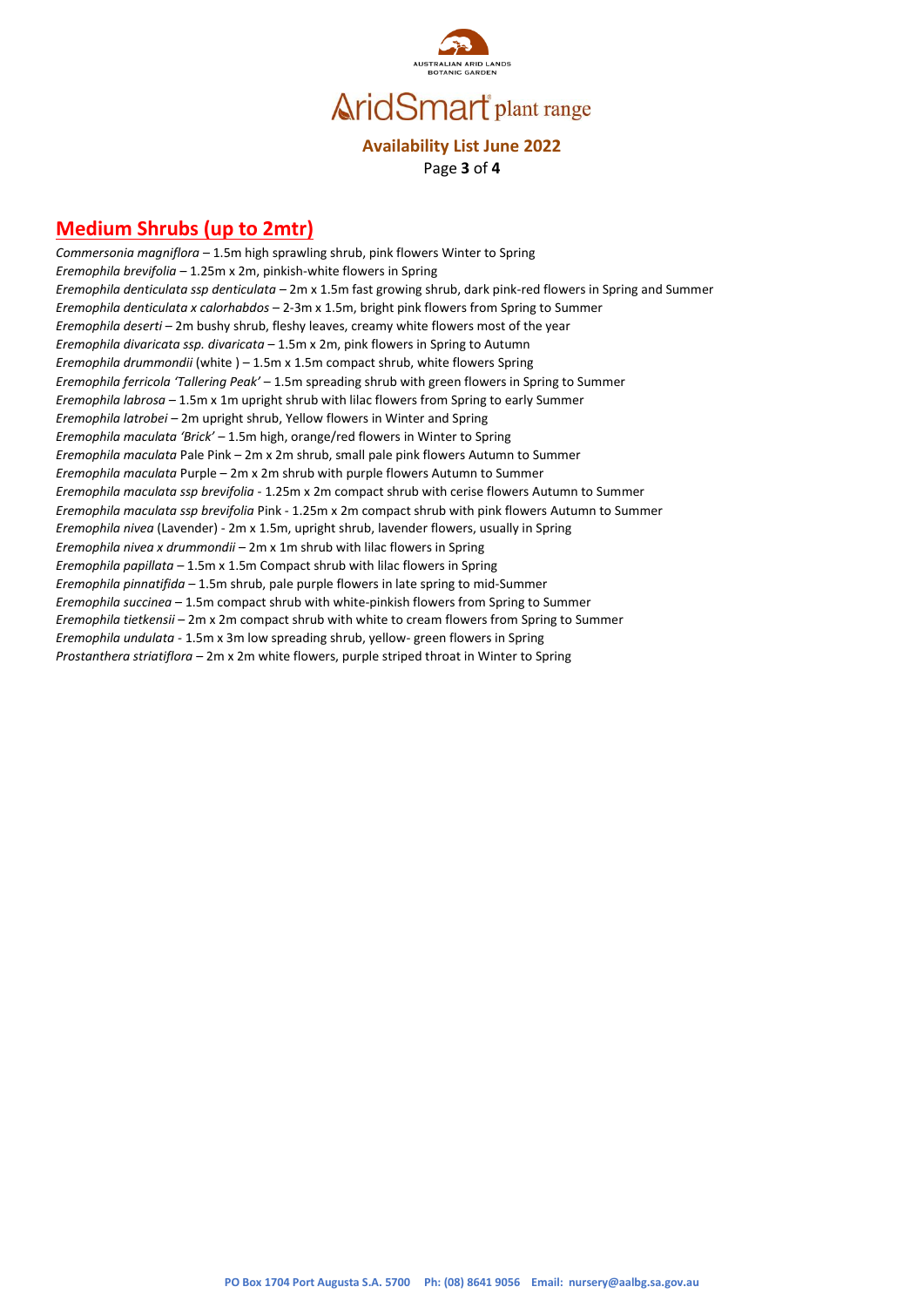## Medium Shrubs (up to 2mtr)

*Commersonia magniflora* – 1.5m high sprawling shrub, pink flowers Winter to Spring
*Eremophila brevifolia* – 1.25m x 2m, pinkish-white flowers in Spring
*Eremophila denticulata ssp denticulata* – 2m x 1.5m fast growing shrub, dark pink-red flowers in Spring and Summer
*Eremophila denticulata x calorhabdos* – 2-3m x 1.5m, bright pink flowers from Spring to Summer
*Eremophila deserti* – 2m bushy shrub, fleshy leaves, creamy white flowers most of the year
*Eremophila divaricata ssp. divaricata* – 1.5m x 2m, pink flowers in Spring to Autumn
*Eremophila drummondii* (white ) – 1.5m x 1.5m compact shrub, white flowers Spring
*Eremophila ferricola 'Tallering Peak'* – 1.5m spreading shrub with green flowers in Spring to Summer
*Eremophila labrosa* – 1.5m x 1m upright shrub with lilac flowers from Spring to early Summer
*Eremophila latrobei* – 2m upright shrub, Yellow flowers in Winter and Spring
*Eremophila maculata 'Brick'* – 1.5m high, orange/red flowers in Winter to Spring
*Eremophila maculata* Pale Pink – 2m x 2m shrub, small pale pink flowers Autumn to Summer
*Eremophila maculata* Purple – 2m x 2m shrub with purple flowers Autumn to Summer
*Eremophila maculata ssp brevifolia* - 1.25m x 2m compact shrub with cerise flowers Autumn to Summer
*Eremophila maculata ssp brevifolia* Pink - 1.25m x 2m compact shrub with pink flowers Autumn to Summer
*Eremophila nivea* (Lavender) - 2m x 1.5m, upright shrub, lavender flowers, usually in Spring
*Eremophila nivea x drummondii* – 2m x 1m shrub with lilac flowers in Spring
*Eremophila papillata* – 1.5m x 1.5m Compact shrub with lilac flowers in Spring
*Eremophila pinnatifida* – 1.5m shrub, pale purple flowers in late spring to mid-Summer
*Eremophila succinea* – 1.5m compact shrub with white-pinkish flowers from Spring to Summer
*Eremophila tietkensii* – 2m x 2m compact shrub with white to cream flowers from Spring to Summer
*Eremophila undulata* - 1.5m x 3m low spreading shrub, yellow- green flowers in Spring
*Prostanthera striatiflora* – 2m x 2m white flowers, purple striped throat in Winter to Spring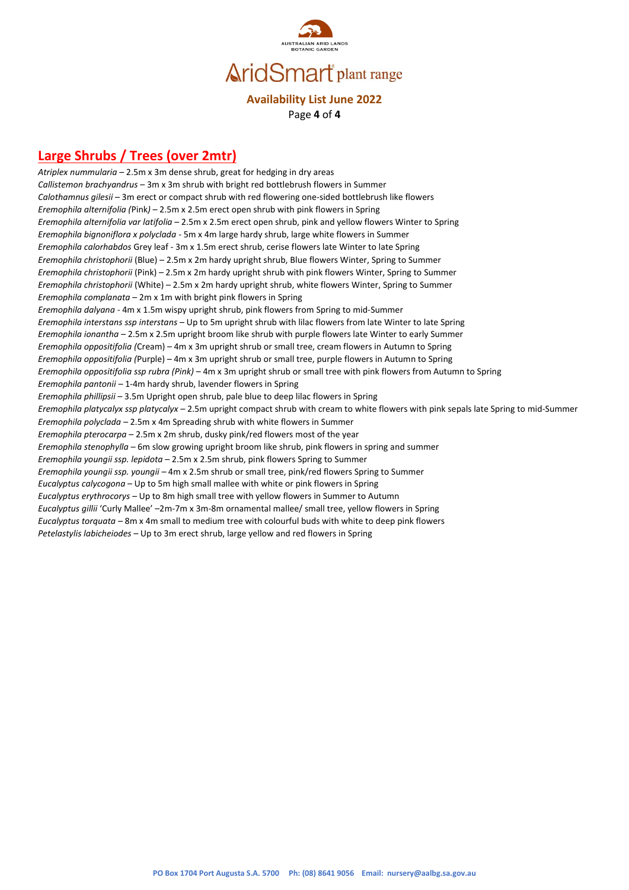## Large Shrubs / Trees (over 2mtr)

*Atriplex nummularia* – 2.5m x 3m dense shrub, great for hedging in dry areas
*Callistemon brachyandrus* – 3m x 3m shrub with bright red bottlebrush flowers in Summer
*Calothamnus gilesii* – 3m erect or compact shrub with red flowering one-sided bottlebrush like flowers
*Eremophila alternifolia (*Pink*)* – 2.5m x 2.5m erect open shrub with pink flowers in Spring
*Eremophila alternifolia var latifolia* – 2.5m x 2.5m erect open shrub, pink and yellow flowers Winter to Spring
*Eremophila bignoniflora x polyclada* - 5m x 4m large hardy shrub, large white flowers in Summer
*Eremophila calorhabdos* Grey leaf - 3m x 1.5m erect shrub, cerise flowers late Winter to late Spring
*Eremophila christophorii* (Blue) – 2.5m x 2m hardy upright shrub, Blue flowers Winter, Spring to Summer
*Eremophila christophorii* (Pink) – 2.5m x 2m hardy upright shrub with pink flowers Winter, Spring to Summer
*Eremophila christophorii* (White) – 2.5m x 2m hardy upright shrub, white flowers Winter, Spring to Summer
*Eremophila complanata* – 2m x 1m with bright pink flowers in Spring
*Eremophila dalyana* - 4m x 1.5m wispy upright shrub, pink flowers from Spring to mid-Summer
*Eremophila interstans ssp interstans* – Up to 5m upright shrub with lilac flowers from late Winter to late Spring
*Eremophila ionantha* – 2.5m x 2.5m upright broom like shrub with purple flowers late Winter to early Summer
*Eremophila oppositifolia (*Cream) – 4m x 3m upright shrub or small tree, cream flowers in Autumn to Spring
*Eremophila oppositifolia (*Purple) – 4m x 3m upright shrub or small tree, purple flowers in Autumn to Spring
*Eremophila oppositifolia ssp rubra (Pink)* – 4m x 3m upright shrub or small tree with pink flowers from Autumn to Spring
*Eremophila pantonii* – 1-4m hardy shrub, lavender flowers in Spring
*Eremophila phillipsii* – 3.5m Upright open shrub, pale blue to deep lilac flowers in Spring
*Eremophila platycalyx ssp platycalyx* – 2.5m upright compact shrub with cream to white flowers with pink sepals late Spring to mid-Summer
*Eremophila polyclada* – 2.5m x 4m Spreading shrub with white flowers in Summer
*Eremophila pterocarpa* – 2.5m x 2m shrub, dusky pink/red flowers most of the year
*Eremophila stenophylla* – 6m slow growing upright broom like shrub, pink flowers in spring and summer
*Eremophila youngii ssp. lepidota* – 2.5m x 2.5m shrub, pink flowers Spring to Summer
*Eremophila youngii ssp. youngii* – 4m x 2.5m shrub or small tree, pink/red flowers Spring to Summer
*Eucalyptus calycogona* – Up to 5m high small mallee with white or pink flowers in Spring
*Eucalyptus erythrocorys* – Up to 8m high small tree with yellow flowers in Summer to Autumn
*Eucalyptus gillii* 'Curly Mallee' –2m-7m x 3m-8m ornamental mallee/ small tree, yellow flowers in Spring
*Eucalyptus torquata* – 8m x 4m small to medium tree with colourful buds with white to deep pink flowers
*Petelastylis labicheiodes* – Up to 3m erect shrub, large yellow and red flowers in Spring

PO Box 1704 Port Augusta S.A. 5700 Ph: (08) 8641 9056 Email: nursery@aalbg.sa.gov.au